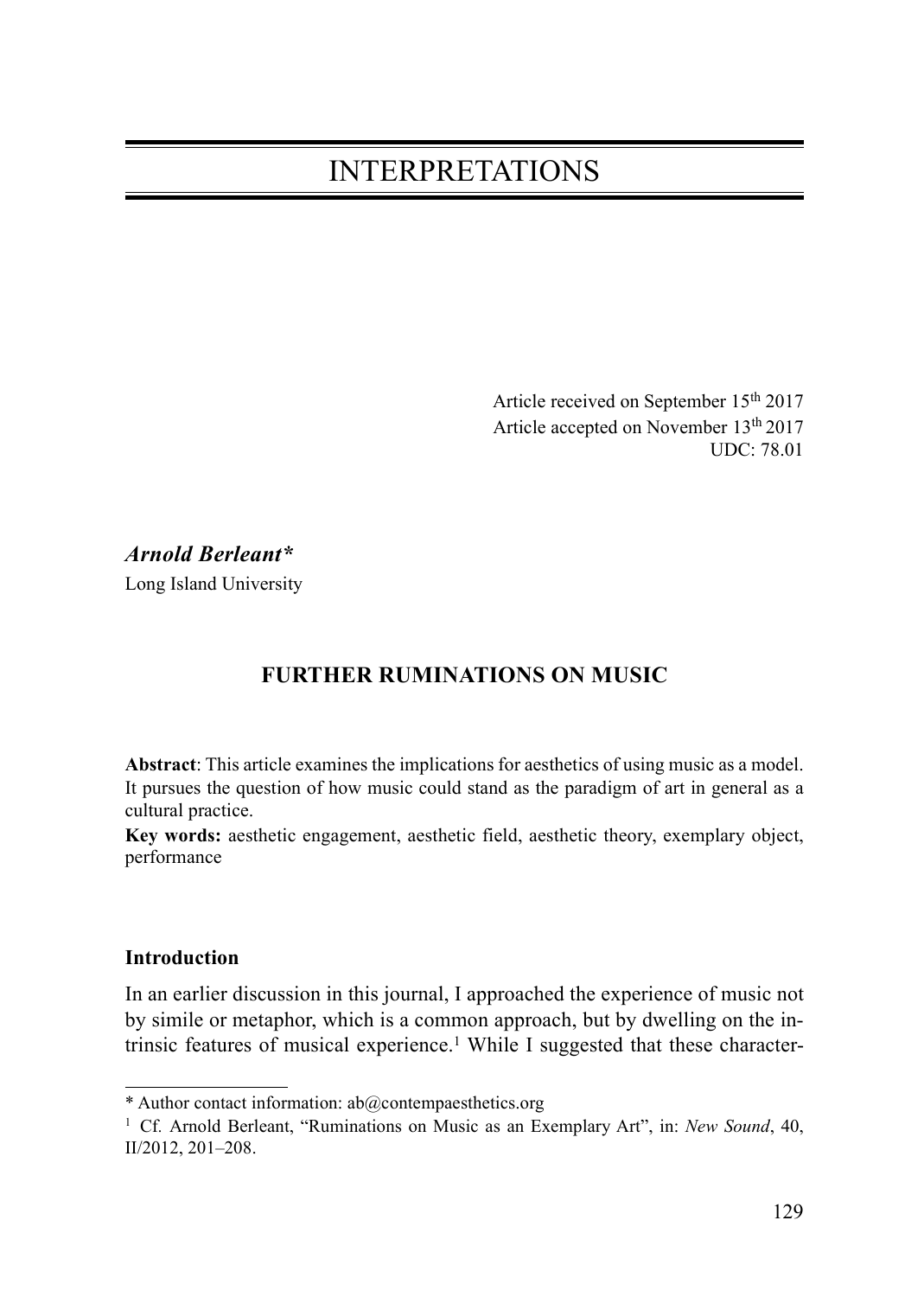# INTERPRETATIONS

Article received on September 15th 2017
Article accepted on November 13th 2017
UDC: 78.01

***Arnold Berleant****
Long Island University

## FURTHER RUMINATIONS ON MUSIC

**Abstract**: This article examines the implications for aesthetics of using music as a model. It pursues the question of how music could stand as the paradigm of art in general as a cultural practice.

**Key words:** aesthetic engagement, aesthetic field, aesthetic theory, exemplary object, performance

### Introduction

In an earlier discussion in this journal, I approached the experience of music not by simile or metaphor, which is a common approach, but by dwelling on the intrinsic features of musical experience.[1] While I suggested that these character-

---

\* Author contact information: ab@contempaesthetics.org

[1] Cf. Arnold Berleant, "Ruminations on Music as an Exemplary Art", in: *New Sound*, 40, II/2012, 201–208.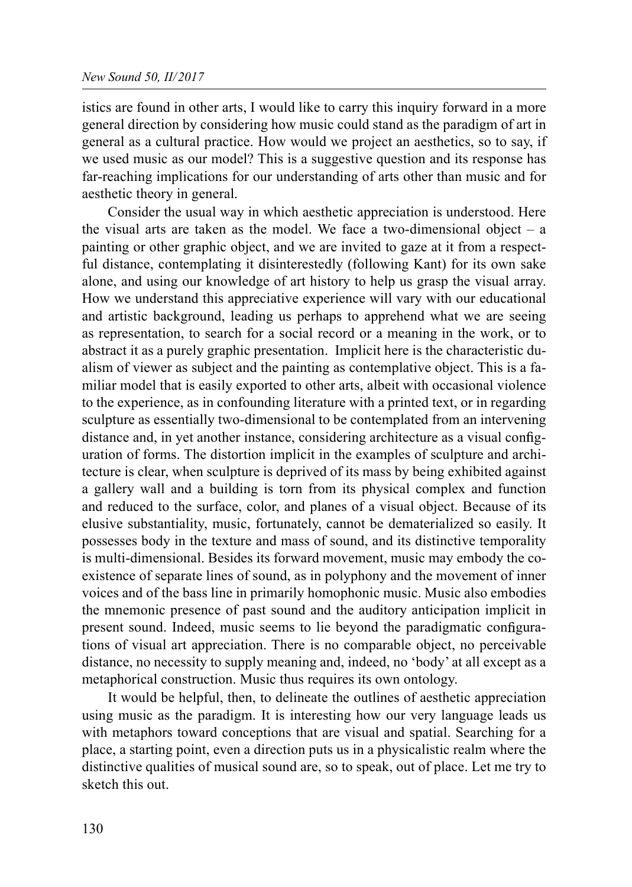istics are found in other arts, I would like to carry this inquiry forward in a more general direction by considering how music could stand as the paradigm of art in general as a cultural practice. How would we project an aesthetics, so to say, if we used music as our model? This is a suggestive question and its response has far-reaching implications for our understanding of arts other than music and for aesthetic theory in general.

Consider the usual way in which aesthetic appreciation is understood. Here the visual arts are taken as the model. We face a two-dimensional object – a painting or other graphic object, and we are invited to gaze at it from a respectful distance, contemplating it disinterestedly (following Kant) for its own sake alone, and using our knowledge of art history to help us grasp the visual array. How we understand this appreciative experience will vary with our educational and artistic background, leading us perhaps to apprehend what we are seeing as representation, to search for a social record or a meaning in the work, or to abstract it as a purely graphic presentation. Implicit here is the characteristic dualism of viewer as subject and the painting as contemplative object. This is a familiar model that is easily exported to other arts, albeit with occasional violence to the experience, as in confounding literature with a printed text, or in regarding sculpture as essentially two-dimensional to be contemplated from an intervening distance and, in yet another instance, considering architecture as a visual configuration of forms. The distortion implicit in the examples of sculpture and architecture is clear, when sculpture is deprived of its mass by being exhibited against a gallery wall and a building is torn from its physical complex and function and reduced to the surface, color, and planes of a visual object. Because of its elusive substantiality, music, fortunately, cannot be dematerialized so easily. It possesses body in the texture and mass of sound, and its distinctive temporality is multi-dimensional. Besides its forward movement, music may embody the co-existence of separate lines of sound, as in polyphony and the movement of inner voices and of the bass line in primarily homophonic music. Music also embodies the mnemonic presence of past sound and the auditory anticipation implicit in present sound. Indeed, music seems to lie beyond the paradigmatic configurations of visual art appreciation. There is no comparable object, no perceivable distance, no necessity to supply meaning and, indeed, no 'body' at all except as a metaphorical construction. Music thus requires its own ontology.

It would be helpful, then, to delineate the outlines of aesthetic appreciation using music as the paradigm. It is interesting how our very language leads us with metaphors toward conceptions that are visual and spatial. Searching for a place, a starting point, even a direction puts us in a physicalistic realm where the distinctive qualities of musical sound are, so to speak, out of place. Let me try to sketch this out.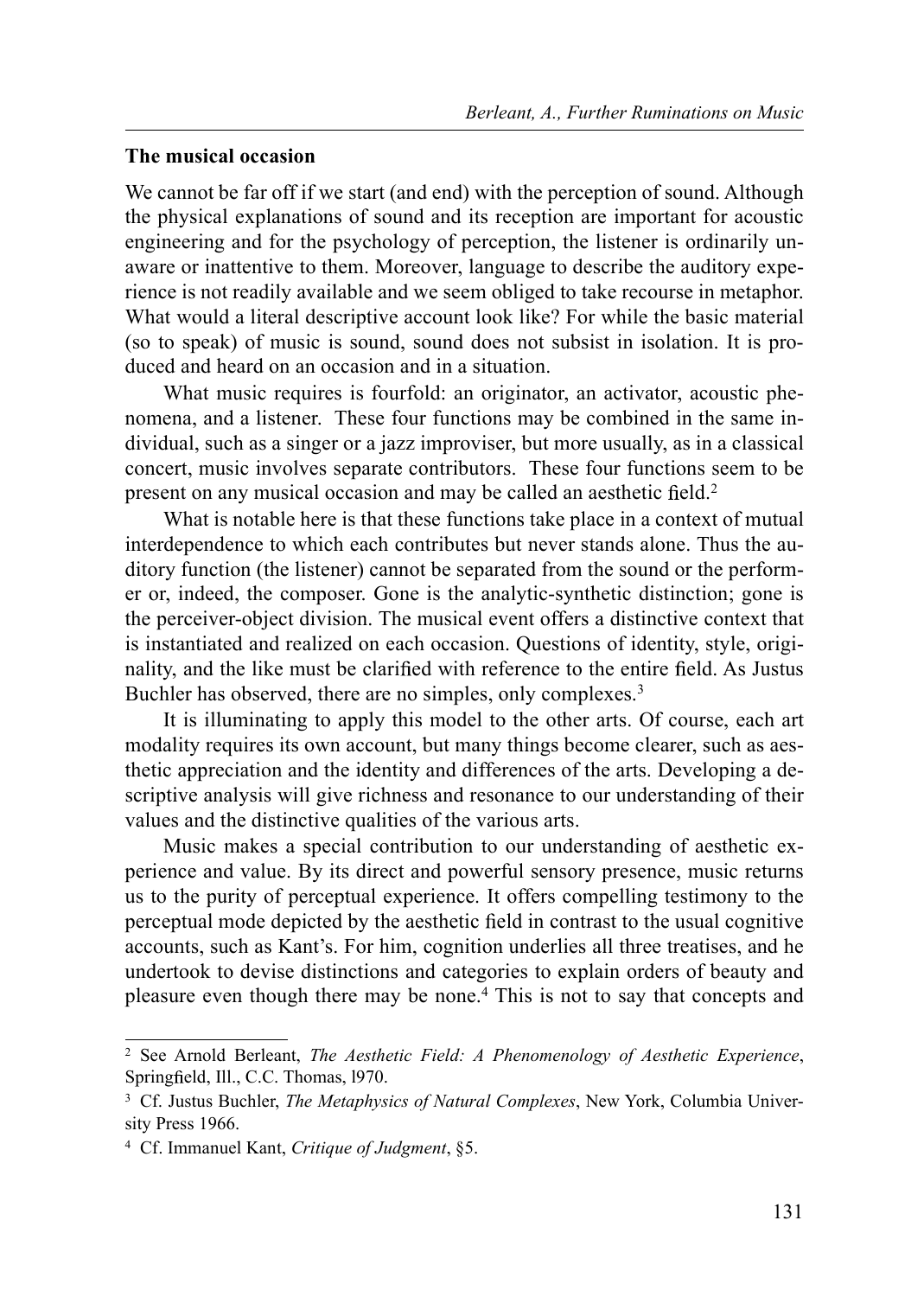### The musical occasion

We cannot be far off if we start (and end) with the perception of sound. Although the physical explanations of sound and its reception are important for acoustic engineering and for the psychology of perception, the listener is ordinarily unaware or inattentive to them. Moreover, language to describe the auditory experience is not readily available and we seem obliged to take recourse in metaphor. What would a literal descriptive account look like? For while the basic material (so to speak) of music is sound, sound does not subsist in isolation. It is produced and heard on an occasion and in a situation.

What music requires is fourfold: an originator, an activator, acoustic phenomena, and a listener. These four functions may be combined in the same individual, such as a singer or a jazz improviser, but more usually, as in a classical concert, music involves separate contributors. These four functions seem to be present on any musical occasion and may be called an aesthetic field.[2]

What is notable here is that these functions take place in a context of mutual interdependence to which each contributes but never stands alone. Thus the auditory function (the listener) cannot be separated from the sound or the performer or, indeed, the composer. Gone is the analytic-synthetic distinction; gone is the perceiver-object division. The musical event offers a distinctive context that is instantiated and realized on each occasion. Questions of identity, style, originality, and the like must be clarified with reference to the entire field. As Justus Buchler has observed, there are no simples, only complexes.[3]

It is illuminating to apply this model to the other arts. Of course, each art modality requires its own account, but many things become clearer, such as aesthetic appreciation and the identity and differences of the arts. Developing a descriptive analysis will give richness and resonance to our understanding of their values and the distinctive qualities of the various arts.

Music makes a special contribution to our understanding of aesthetic experience and value. By its direct and powerful sensory presence, music returns us to the purity of perceptual experience. It offers compelling testimony to the perceptual mode depicted by the aesthetic field in contrast to the usual cognitive accounts, such as Kant's. For him, cognition underlies all three treatises, and he undertook to devise distinctions and categories to explain orders of beauty and pleasure even though there may be none.[4] This is not to say that concepts and

---

[2] See Arnold Berleant, *The Aesthetic Field: A Phenomenology of Aesthetic Experience*, Springfield, Ill., C.C. Thomas, l970.

[3] Cf. Justus Buchler, *The Metaphysics of Natural Complexes*, New York, Columbia University Press 1966.

[4] Cf. Immanuel Kant, *Critique of Judgment*, §5.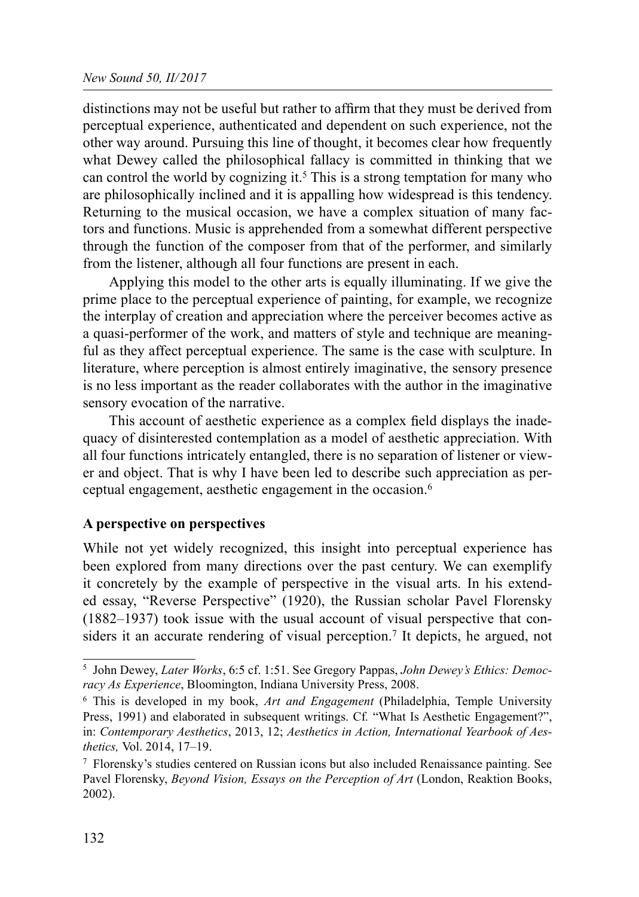distinctions may not be useful but rather to affirm that they must be derived from perceptual experience, authenticated and dependent on such experience, not the other way around. Pursuing this line of thought, it becomes clear how frequently what Dewey called the philosophical fallacy is committed in thinking that we can control the world by cognizing it.[5] This is a strong temptation for many who are philosophically inclined and it is appalling how widespread is this tendency. Returning to the musical occasion, we have a complex situation of many factors and functions. Music is apprehended from a somewhat different perspective through the function of the composer from that of the performer, and similarly from the listener, although all four functions are present in each.

Applying this model to the other arts is equally illuminating. If we give the prime place to the perceptual experience of painting, for example, we recognize the interplay of creation and appreciation where the perceiver becomes active as a quasi-performer of the work, and matters of style and technique are meaningful as they affect perceptual experience. The same is the case with sculpture. In literature, where perception is almost entirely imaginative, the sensory presence is no less important as the reader collaborates with the author in the imaginative sensory evocation of the narrative.

This account of aesthetic experience as a complex field displays the inadequacy of disinterested contemplation as a model of aesthetic appreciation. With all four functions intricately entangled, there is no separation of listener or viewer and object. That is why I have been led to describe such appreciation as perceptual engagement, aesthetic engagement in the occasion.[6]

**A perspective on perspectives**

While not yet widely recognized, this insight into perceptual experience has been explored from many directions over the past century. We can exemplify it concretely by the example of perspective in the visual arts. In his extended essay, "Reverse Perspective" (1920), the Russian scholar Pavel Florensky (1882–1937) took issue with the usual account of visual perspective that considers it an accurate rendering of visual perception.[7] It depicts, he argued, not

---

[5] John Dewey, *Later Works*, 6:5 cf. 1:51. See Gregory Pappas, *John Dewey's Ethics: Democracy As Experience*, Bloomington, Indiana University Press, 2008.

[6] This is developed in my book, *Art and Engagement* (Philadelphia, Temple University Press, 1991) and elaborated in subsequent writings. Cf. "What Is Aesthetic Engagement?", in: *Contemporary Aesthetics*, 2013, 12; *Aesthetics in Action, International Yearbook of Aesthetics,* Vol. 2014, 17–19.

[7] Florensky's studies centered on Russian icons but also included Renaissance painting. See Pavel Florensky, *Beyond Vision, Essays on the Perception of Art* (London, Reaktion Books, 2002).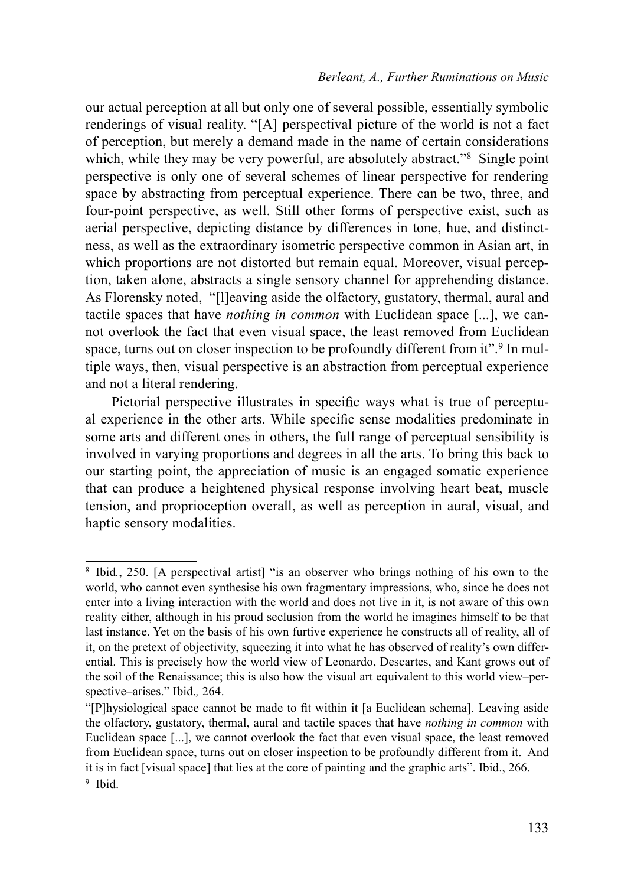our actual perception at all but only one of several possible, essentially symbolic renderings of visual reality. "[A] perspectival picture of the world is not a fact of perception, but merely a demand made in the name of certain considerations which, while they may be very powerful, are absolutely abstract."[8] Single point perspective is only one of several schemes of linear perspective for rendering space by abstracting from perceptual experience. There can be two, three, and four-point perspective, as well. Still other forms of perspective exist, such as aerial perspective, depicting distance by differences in tone, hue, and distinctness, as well as the extraordinary isometric perspective common in Asian art, in which proportions are not distorted but remain equal. Moreover, visual perception, taken alone, abstracts a single sensory channel for apprehending distance. As Florensky noted, "[l]eaving aside the olfactory, gustatory, thermal, aural and tactile spaces that have *nothing in common* with Euclidean space [...], we cannot overlook the fact that even visual space, the least removed from Euclidean space, turns out on closer inspection to be profoundly different from it".[9] In multiple ways, then, visual perspective is an abstraction from perceptual experience and not a literal rendering.

Pictorial perspective illustrates in specific ways what is true of perceptual experience in the other arts. While specific sense modalities predominate in some arts and different ones in others, the full range of perceptual sensibility is involved in varying proportions and degrees in all the arts. To bring this back to our starting point, the appreciation of music is an engaged somatic experience that can produce a heightened physical response involving heart beat, muscle tension, and proprioception overall, as well as perception in aural, visual, and haptic sensory modalities.

---

[8] Ibid., 250. [A perspectival artist] "is an observer who brings nothing of his own to the world, who cannot even synthesise his own fragmentary impressions, who, since he does not enter into a living interaction with the world and does not live in it, is not aware of this own reality either, although in his proud seclusion from the world he imagines himself to be that last instance. Yet on the basis of his own furtive experience he constructs all of reality, all of it, on the pretext of objectivity, squeezing it into what he has observed of reality's own differential. This is precisely how the world view of Leonardo, Descartes, and Kant grows out of the soil of the Renaissance; this is also how the visual art equivalent to this world view–perspective–arises." Ibid., 264.

"[P]hysiological space cannot be made to fit within it [a Euclidean schema]. Leaving aside the olfactory, gustatory, thermal, aural and tactile spaces that have *nothing in common* with Euclidean space [...], we cannot overlook the fact that even visual space, the least removed from Euclidean space, turns out on closer inspection to be profoundly different from it. And it is in fact [visual space] that lies at the core of painting and the graphic arts". Ibid., 266.

[9] Ibid.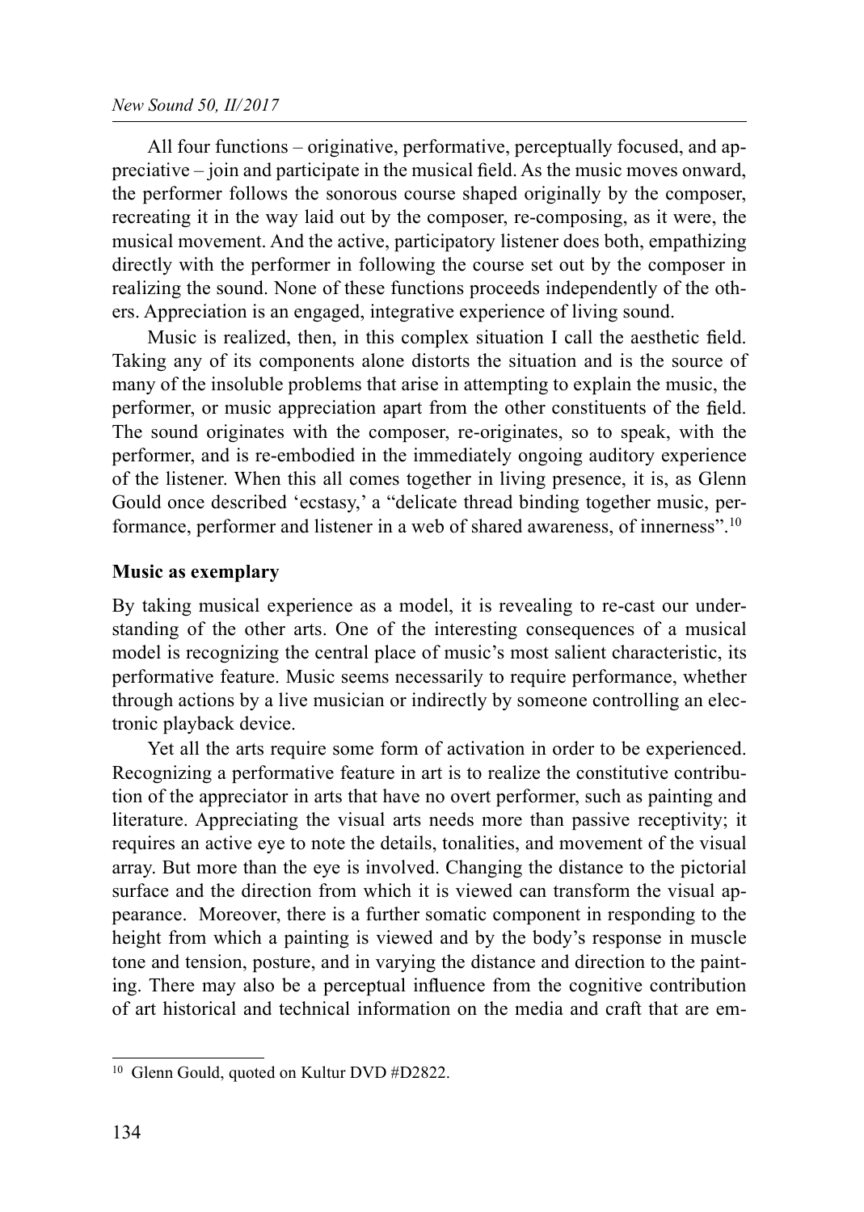All four functions – originative, performative, perceptually focused, and appreciative – join and participate in the musical field. As the music moves onward, the performer follows the sonorous course shaped originally by the composer, recreating it in the way laid out by the composer, re-composing, as it were, the musical movement. And the active, participatory listener does both, empathizing directly with the performer in following the course set out by the composer in realizing the sound. None of these functions proceeds independently of the others. Appreciation is an engaged, integrative experience of living sound.

Music is realized, then, in this complex situation I call the aesthetic field. Taking any of its components alone distorts the situation and is the source of many of the insoluble problems that arise in attempting to explain the music, the performer, or music appreciation apart from the other constituents of the field. The sound originates with the composer, re-originates, so to speak, with the performer, and is re-embodied in the immediately ongoing auditory experience of the listener. When this all comes together in living presence, it is, as Glenn Gould once described 'ecstasy,' a "delicate thread binding together music, performance, performer and listener in a web of shared awareness, of innerness".[10]

### Music as exemplary

By taking musical experience as a model, it is revealing to re-cast our understanding of the other arts. One of the interesting consequences of a musical model is recognizing the central place of music's most salient characteristic, its performative feature. Music seems necessarily to require performance, whether through actions by a live musician or indirectly by someone controlling an electronic playback device.

Yet all the arts require some form of activation in order to be experienced. Recognizing a performative feature in art is to realize the constitutive contribution of the appreciator in arts that have no overt performer, such as painting and literature. Appreciating the visual arts needs more than passive receptivity; it requires an active eye to note the details, tonalities, and movement of the visual array. But more than the eye is involved. Changing the distance to the pictorial surface and the direction from which it is viewed can transform the visual appearance. Moreover, there is a further somatic component in responding to the height from which a painting is viewed and by the body's response in muscle tone and tension, posture, and in varying the distance and direction to the painting. There may also be a perceptual influence from the cognitive contribution of art historical and technical information on the media and craft that are em-

---

[10] Glenn Gould, quoted on Kultur DVD #D2822.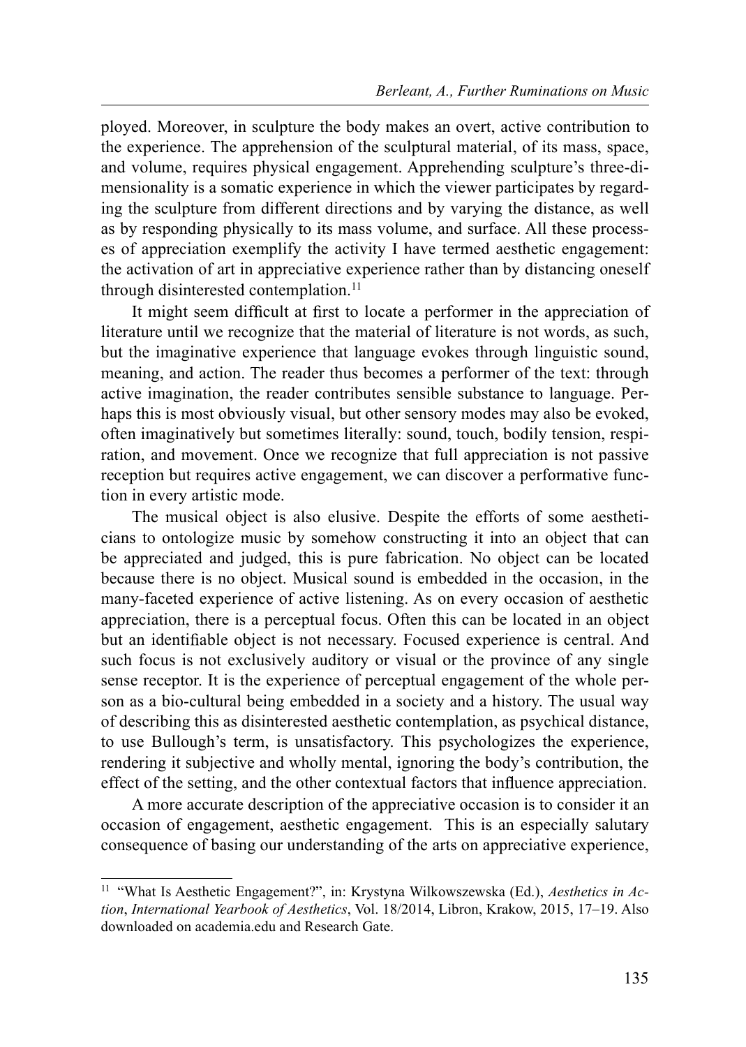ployed. Moreover, in sculpture the body makes an overt, active contribution to the experience. The apprehension of the sculptural material, of its mass, space, and volume, requires physical engagement. Apprehending sculpture's three-dimensionality is a somatic experience in which the viewer participates by regarding the sculpture from different directions and by varying the distance, as well as by responding physically to its mass volume, and surface. All these processes of appreciation exemplify the activity I have termed aesthetic engagement: the activation of art in appreciative experience rather than by distancing oneself through disinterested contemplation.[11]

It might seem difficult at first to locate a performer in the appreciation of literature until we recognize that the material of literature is not words, as such, but the imaginative experience that language evokes through linguistic sound, meaning, and action. The reader thus becomes a performer of the text: through active imagination, the reader contributes sensible substance to language. Perhaps this is most obviously visual, but other sensory modes may also be evoked, often imaginatively but sometimes literally: sound, touch, bodily tension, respiration, and movement. Once we recognize that full appreciation is not passive reception but requires active engagement, we can discover a performative function in every artistic mode.

The musical object is also elusive. Despite the efforts of some aestheticians to ontologize music by somehow constructing it into an object that can be appreciated and judged, this is pure fabrication. No object can be located because there is no object. Musical sound is embedded in the occasion, in the many-faceted experience of active listening. As on every occasion of aesthetic appreciation, there is a perceptual focus. Often this can be located in an object but an identifiable object is not necessary. Focused experience is central. And such focus is not exclusively auditory or visual or the province of any single sense receptor. It is the experience of perceptual engagement of the whole person as a bio-cultural being embedded in a society and a history. The usual way of describing this as disinterested aesthetic contemplation, as psychical distance, to use Bullough's term, is unsatisfactory. This psychologizes the experience, rendering it subjective and wholly mental, ignoring the body's contribution, the effect of the setting, and the other contextual factors that influence appreciation.

A more accurate description of the appreciative occasion is to consider it an occasion of engagement, aesthetic engagement. This is an especially salutary consequence of basing our understanding of the arts on appreciative experience,

---

[11] "What Is Aesthetic Engagement?", in: Krystyna Wilkowszewska (Ed.), *Aesthetics in Action*, *International Yearbook of Aesthetics*, Vol. 18/2014, Libron, Krakow, 2015, 17–19. Also downloaded on academia.edu and Research Gate.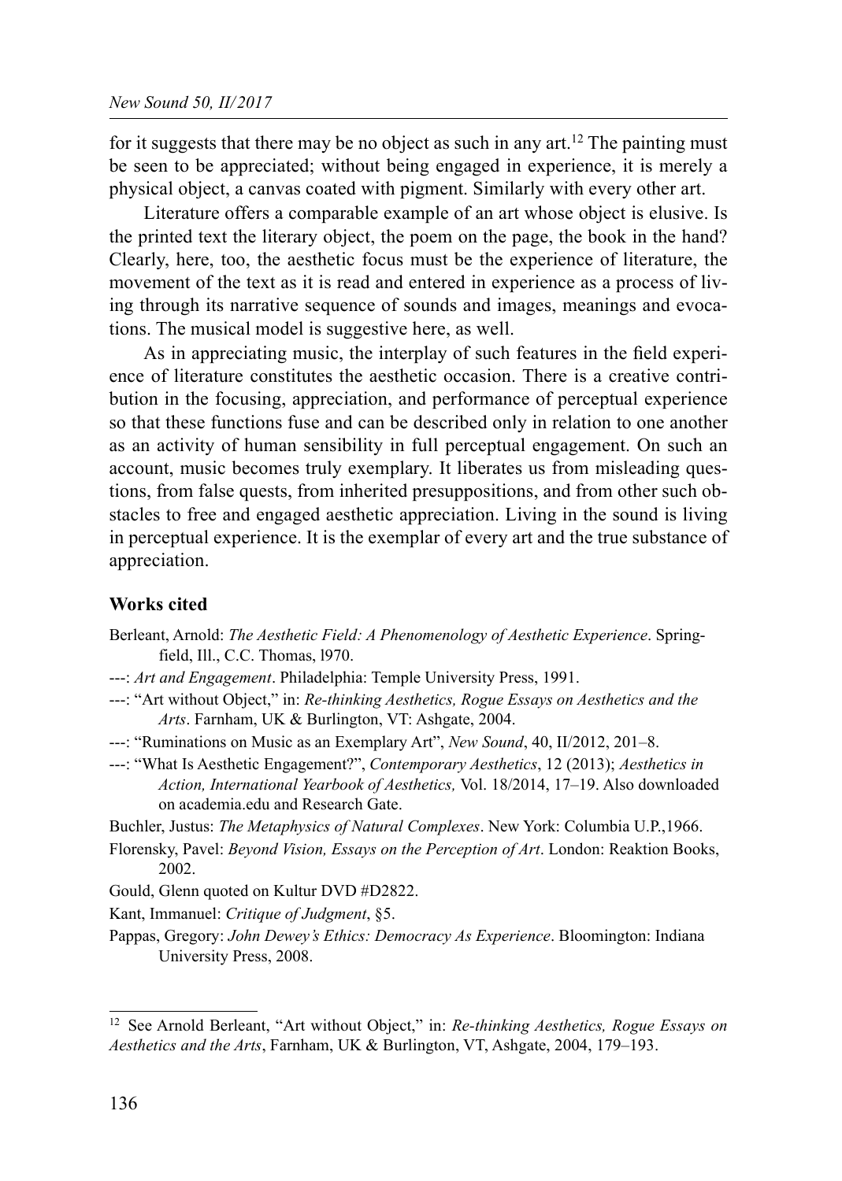for it suggests that there may be no object as such in any art.[12] The painting must be seen to be appreciated; without being engaged in experience, it is merely a physical object, a canvas coated with pigment. Similarly with every other art.

Literature offers a comparable example of an art whose object is elusive. Is the printed text the literary object, the poem on the page, the book in the hand? Clearly, here, too, the aesthetic focus must be the experience of literature, the movement of the text as it is read and entered in experience as a process of living through its narrative sequence of sounds and images, meanings and evocations. The musical model is suggestive here, as well.

As in appreciating music, the interplay of such features in the field experience of literature constitutes the aesthetic occasion. There is a creative contribution in the focusing, appreciation, and performance of perceptual experience so that these functions fuse and can be described only in relation to one another as an activity of human sensibility in full perceptual engagement. On such an account, music becomes truly exemplary. It liberates us from misleading questions, from false quests, from inherited presuppositions, and from other such obstacles to free and engaged aesthetic appreciation. Living in the sound is living in perceptual experience. It is the exemplar of every art and the true substance of appreciation.

## Works cited

Berleant, Arnold: *The Aesthetic Field: A Phenomenology of Aesthetic Experience*. Springfield, Ill., C.C. Thomas, l970.

---: *Art and Engagement*. Philadelphia: Temple University Press, 1991.

---: "Art without Object," in: *Re-thinking Aesthetics, Rogue Essays on Aesthetics and the Arts*. Farnham, UK & Burlington, VT: Ashgate, 2004.

---: "Ruminations on Music as an Exemplary Art", *New Sound*, 40, II/2012, 201–8.

---: "What Is Aesthetic Engagement?", *Contemporary Aesthetics*, 12 (2013); *Aesthetics in Action, International Yearbook of Aesthetics,* Vol. 18/2014, 17–19. Also downloaded on academia.edu and Research Gate.

Buchler, Justus: *The Metaphysics of Natural Complexes*. New York: Columbia U.P.,1966.

Florensky, Pavel: *Beyond Vision, Essays on the Perception of Art*. London: Reaktion Books, 2002.

Gould, Glenn quoted on Kultur DVD #D2822.

Kant, Immanuel: *Critique of Judgment*, §5.

Pappas, Gregory: *John Dewey's Ethics: Democracy As Experience*. Bloomington: Indiana University Press, 2008.

---

[12] See Arnold Berleant, "Art without Object," in: *Re-thinking Aesthetics, Rogue Essays on Aesthetics and the Arts*, Farnham, UK & Burlington, VT, Ashgate, 2004, 179–193.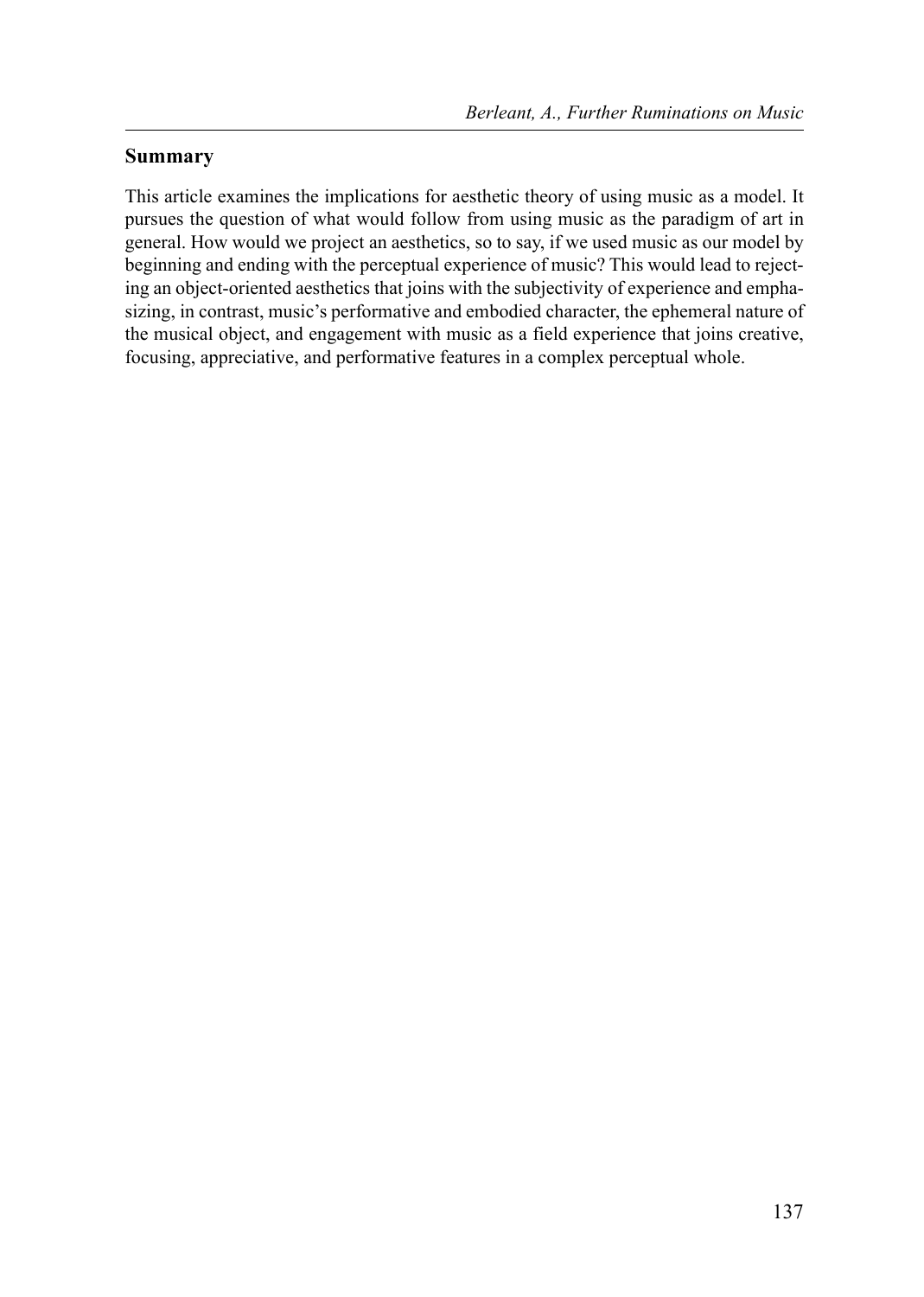## Summary

This article examines the implications for aesthetic theory of using music as a model. It pursues the question of what would follow from using music as the paradigm of art in general. How would we project an aesthetics, so to say, if we used music as our model by beginning and ending with the perceptual experience of music? This would lead to rejecting an object-oriented aesthetics that joins with the subjectivity of experience and emphasizing, in contrast, music's performative and embodied character, the ephemeral nature of the musical object, and engagement with music as a field experience that joins creative, focusing, appreciative, and performative features in a complex perceptual whole.